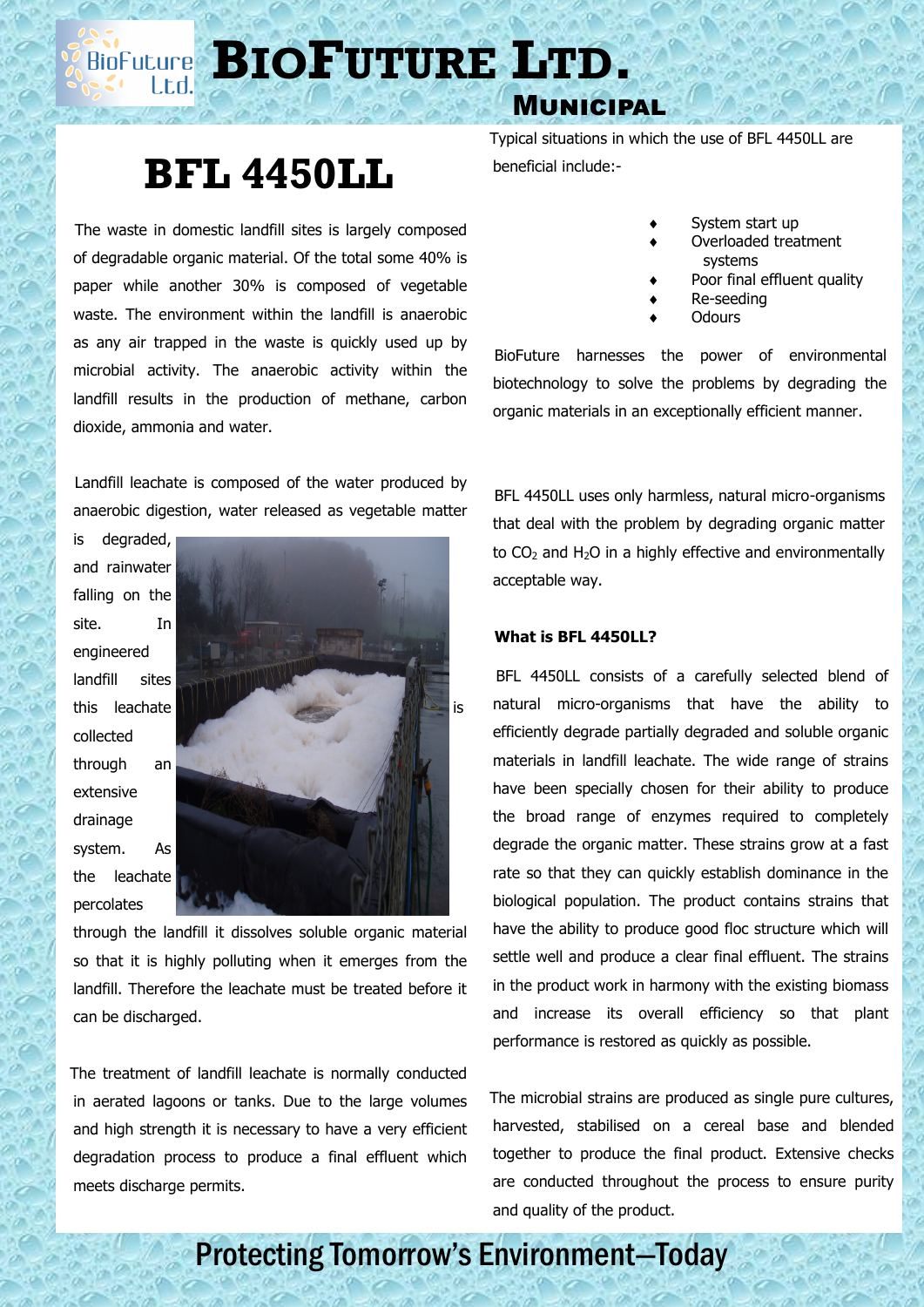# BioFuture Ltd.

## Municipal

# BFL 4450LL

The waste in domestic landfill sites is largely composed of degradable organic material. Of the total some 40% is paper while another 30% is composed of vegetable waste. The environment within the landfill is anaerobic as any air trapped in the waste is quickly used up by microbial activity. The anaerobic activity within the landfill results in the production of methane, carbon dioxide, ammonia and water.

Landfill leachate is composed of the water produced by anaerobic digestion, water released as vegetable matter is degraded, and rainwater falling on the site. In engineered landfill sites this leachate is collected through an extensive drainage system. As the leachate percolates through the landfill it dissolves soluble organic material so that it is highly polluting when it emerges from the landfill. Therefore the leachate must be treated before it can be discharged.

The treatment of landfill leachate is normally conducted in aerated lagoons or tanks. Due to the large volumes and high strength it is necessary to have a very efficient degradation process to produce a final effluent which meets discharge permits.

Typical situations in which the use of BFL 4450LL are beneficial include:-

- System start up
- Overloaded treatment systems
- Poor final effluent quality
- Re-seeding
- Odours

BioFuture harnesses the power of environmental biotechnology to solve the problems by degrading the organic materials in an exceptionally efficient manner.

BFL 4450LL uses only harmless, natural micro-organisms that deal with the problem by degrading organic matter to $CO_2$ and $H_2O$ in a highly effective and environmentally acceptable way.

**What is BFL 4450LL?**

BFL 4450LL consists of a carefully selected blend of natural micro-organisms that have the ability to efficiently degrade partially degraded and soluble organic materials in landfill leachate. The wide range of strains have been specially chosen for their ability to produce the broad range of enzymes required to completely degrade the organic matter. These strains grow at a fast rate so that they can quickly establish dominance in the biological population. The product contains strains that have the ability to produce good floc structure which will settle well and produce a clear final effluent. The strains in the product work in harmony with the existing biomass and increase its overall efficiency so that plant performance is restored as quickly as possible.

The microbial strains are produced as single pure cultures, harvested, stabilised on a cereal base and blended together to produce the final product. Extensive checks are conducted throughout the process to ensure purity and quality of the product.

Protecting Tomorrow's Environment—Today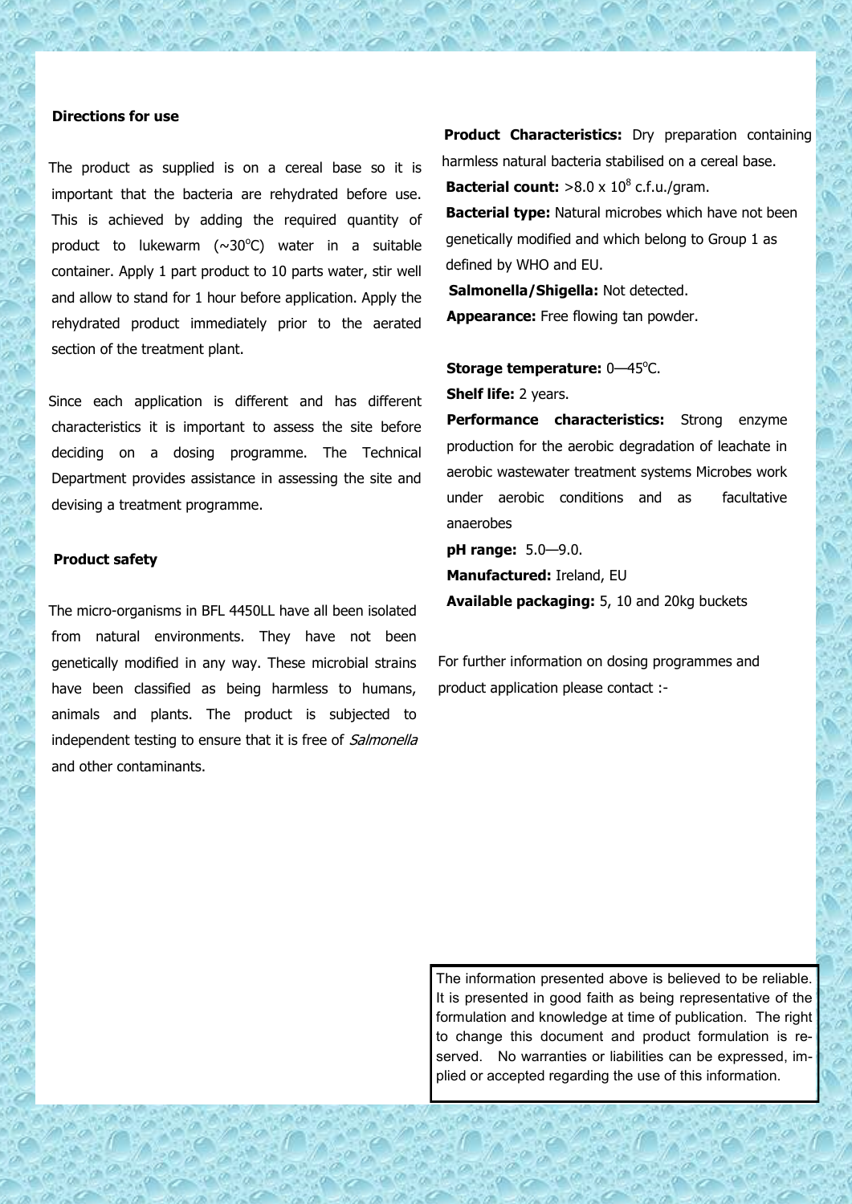## Directions for use

The product as supplied is on a cereal base so it is important that the bacteria are rehydrated before use. This is achieved by adding the required quantity of product to lukewarm (~30$^{o}$C) water in a suitable container. Apply 1 part product to 10 parts water, stir well and allow to stand for 1 hour before application. Apply the rehydrated product immediately prior to the aerated section of the treatment plant.

Since each application is different and has different characteristics it is important to assess the site before deciding on a dosing programme. The Technical Department provides assistance in assessing the site and devising a treatment programme.

## Product safety

The micro-organisms in BFL 4450LL have all been isolated from natural environments. They have not been genetically modified in any way. These microbial strains have been classified as being harmless to humans, animals and plants. The product is subjected to independent testing to ensure that it is free of *Salmonella* and other contaminants.

**Product Characteristics:** Dry preparation containing harmless natural bacteria stabilised on a cereal base.

**Bacterial count:** >8.0 x $10^{8}$ c.f.u./gram.

**Bacterial type:** Natural microbes which have not been genetically modified and which belong to Group 1 as defined by WHO and EU.

**Salmonella/Shigella:** Not detected.

**Appearance:** Free flowing tan powder.

**Storage temperature:** 0—45$^{o}$C.

**Shelf life:** 2 years.

**Performance characteristics:** Strong enzyme production for the aerobic degradation of leachate in aerobic wastewater treatment systems Microbes work under aerobic conditions and as facultative anaerobes

**pH range:** 5.0—9.0.

**Manufactured:** Ireland, EU

**Available packaging:** 5, 10 and 20kg buckets

For further information on dosing programmes and product application please contact :-

The information presented above is believed to be reliable. It is presented in good faith as being representative of the formulation and knowledge at time of publication. The right to change this document and product formulation is reserved. No warranties or liabilities can be expressed, implied or accepted regarding the use of this information.